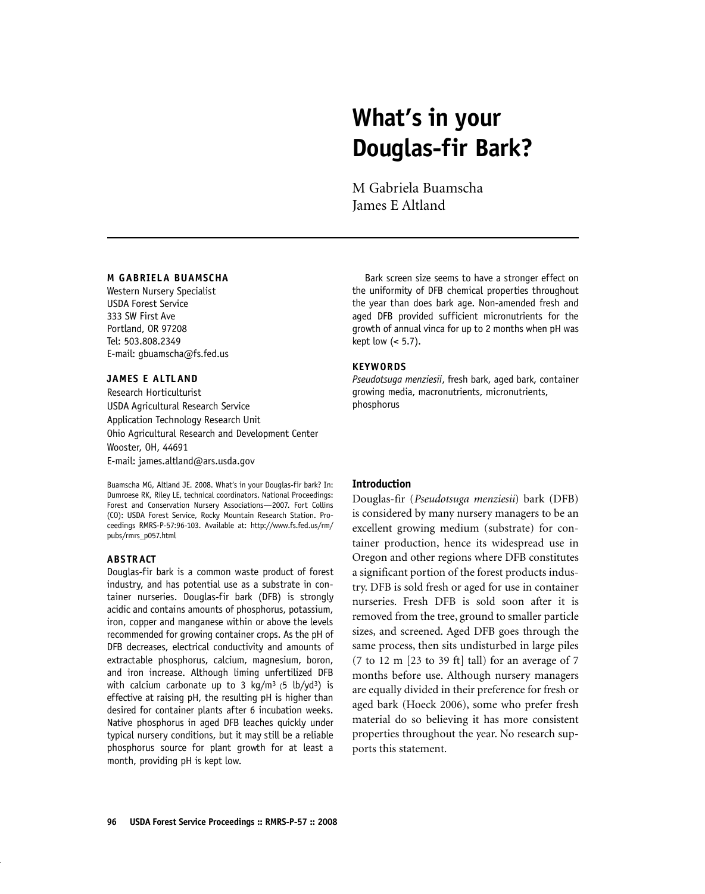# What's in your Douglas-fir Bark?

M Gabriela Buamscha
James E Altland

**M GABRIELA BUAMSCHA**
Western Nursery Specialist
USDA Forest Service
333 SW First Ave
Portland, OR 97208
Tel: 503.808.2349
E-mail: gbuamscha@fs.fed.us

**JAMES E ALTLAND**
Research Horticulturist
USDA Agricultural Research Service
Application Technology Research Unit
Ohio Agricultural Research and Development Center
Wooster, OH, 44691
E-mail: james.altland@ars.usda.gov

Buamscha MG, Altland JE. 2008. What's in your Douglas-fir bark? In: Dumroese RK, Riley LE, technical coordinators. National Proceedings: Forest and Conservation Nursery Associations—2007. Fort Collins (CO): USDA Forest Service, Rocky Mountain Research Station. Proceedings RMRS-P-57:96-103. Available at: http://www.fs.fed.us/rm/pubs/rmrs_p057.html

### ABSTRACT

Douglas-fir bark is a common waste product of forest industry, and has potential use as a substrate in container nurseries. Douglas-fir bark (DFB) is strongly acidic and contains amounts of phosphorus, potassium, iron, copper and manganese within or above the levels recommended for growing container crops. As the pH of DFB decreases, electrical conductivity and amounts of extractable phosphorus, calcium, magnesium, boron, and iron increase. Although liming unfertilized DFB with calcium carbonate up to 3 kg/m$^3$ (5 lb/yd$^3$) is effective at raising pH, the resulting pH is higher than desired for container plants after 6 incubation weeks. Native phosphorus in aged DFB leaches quickly under typical nursery conditions, but it may still be a reliable phosphorus source for plant growth for at least a month, providing pH is kept low.

Bark screen size seems to have a stronger effect on the uniformity of DFB chemical properties throughout the year than does bark age. Non-amended fresh and aged DFB provided sufficient micronutrients for the growth of annual vinca for up to 2 months when pH was kept low (< 5.7).

### KEYWORDS

*Pseudotsuga menziesii*, fresh bark, aged bark, container growing media, macronutrients, micronutrients, phosphorus

## Introduction

Douglas-fir (*Pseudotsuga menziesii*) bark (DFB) is considered by many nursery managers to be an excellent growing medium (substrate) for container production, hence its widespread use in Oregon and other regions where DFB constitutes a significant portion of the forest products industry. DFB is sold fresh or aged for use in container nurseries. Fresh DFB is sold soon after it is removed from the tree, ground to smaller particle sizes, and screened. Aged DFB goes through the same process, then sits undisturbed in large piles (7 to 12 m [23 to 39 ft] tall) for an average of 7 months before use. Although nursery managers are equally divided in their preference for fresh or aged bark (Hoeck 2006), some who prefer fresh material do so believing it has more consistent properties throughout the year. No research supports this statement.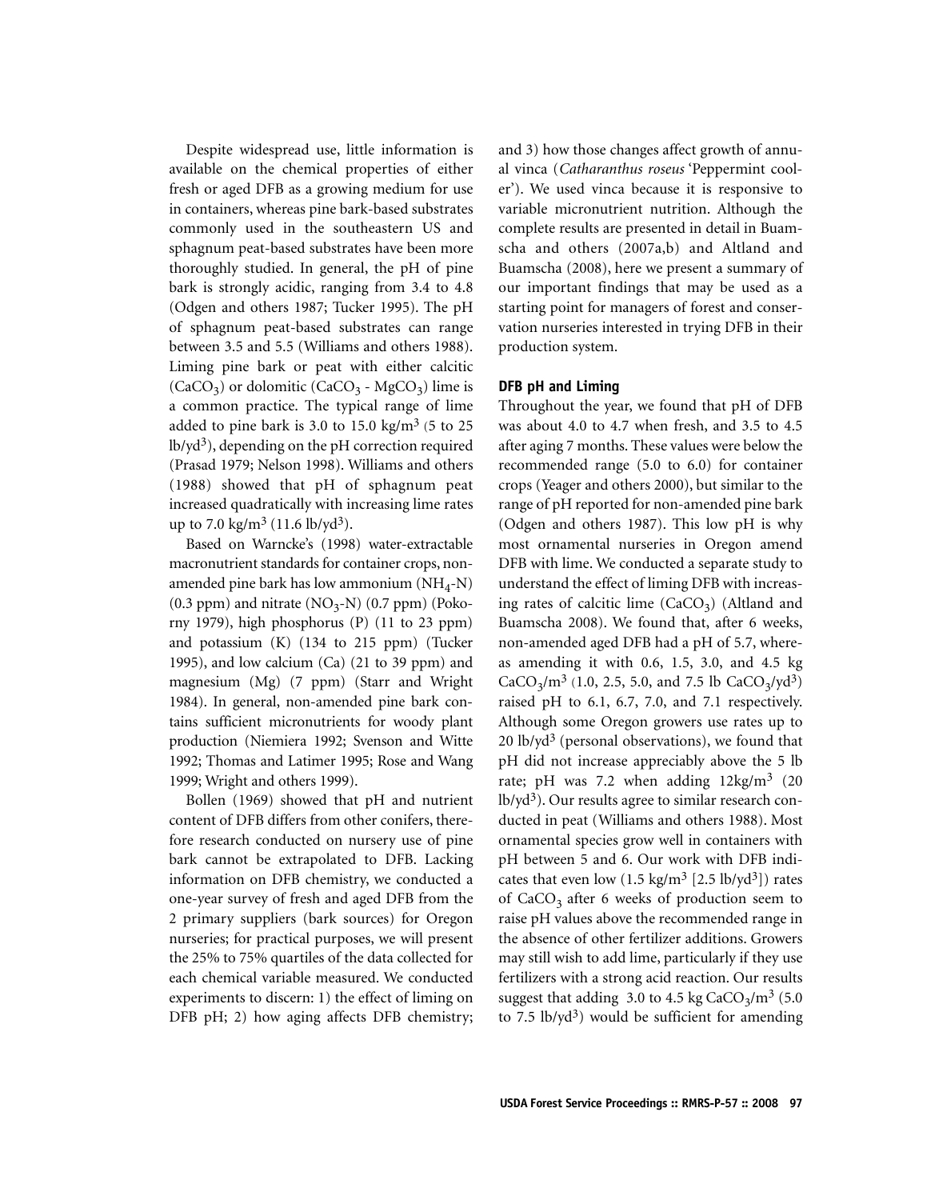Despite widespread use, little information is available on the chemical properties of either fresh or aged DFB as a growing medium for use in containers, whereas pine bark-based substrates commonly used in the southeastern US and sphagnum peat-based substrates have been more thoroughly studied. In general, the pH of pine bark is strongly acidic, ranging from 3.4 to 4.8 (Odgen and others 1987; Tucker 1995). The pH of sphagnum peat-based substrates can range between 3.5 and 5.5 (Williams and others 1988). Liming pine bark or peat with either calcitic ($CaCO_3$) or dolomitic ($CaCO_3$ - $MgCO_3$) lime is a common practice. The typical range of lime added to pine bark is 3.0 to 15.0 kg/m$^3$ (5 to 25 lb/yd$^3$), depending on the pH correction required (Prasad 1979; Nelson 1998). Williams and others (1988) showed that pH of sphagnum peat increased quadratically with increasing lime rates up to 7.0 kg/m$^3$ (11.6 lb/yd$^3$).

Based on Warncke's (1998) water-extractable macronutrient standards for container crops, non-amended pine bark has low ammonium ($NH_4$-N) (0.3 ppm) and nitrate ($NO_3$-N) (0.7 ppm) (Pokorny 1979), high phosphorus (P) (11 to 23 ppm) and potassium (K) (134 to 215 ppm) (Tucker 1995), and low calcium (Ca) (21 to 39 ppm) and magnesium (Mg) (7 ppm) (Starr and Wright 1984). In general, non-amended pine bark contains sufficient micronutrients for woody plant production (Niemiera 1992; Svenson and Witte 1992; Thomas and Latimer 1995; Rose and Wang 1999; Wright and others 1999).

Bollen (1969) showed that pH and nutrient content of DFB differs from other conifers, therefore research conducted on nursery use of pine bark cannot be extrapolated to DFB. Lacking information on DFB chemistry, we conducted a one-year survey of fresh and aged DFB from the 2 primary suppliers (bark sources) for Oregon nurseries; for practical purposes, we will present the 25% to 75% quartiles of the data collected for each chemical variable measured. We conducted experiments to discern: 1) the effect of liming on DFB pH; 2) how aging affects DFB chemistry; and 3) how those changes affect growth of annual vinca (*Catharanthus roseus* 'Peppermint cooler'). We used vinca because it is responsive to variable micronutrient nutrition. Although the complete results are presented in detail in Buamscha and others (2007a,b) and Altland and Buamscha (2008), here we present a summary of our important findings that may be used as a starting point for managers of forest and conservation nurseries interested in trying DFB in their production system.

### DFB pH and Liming

Throughout the year, we found that pH of DFB was about 4.0 to 4.7 when fresh, and 3.5 to 4.5 after aging 7 months. These values were below the recommended range (5.0 to 6.0) for container crops (Yeager and others 2000), but similar to the range of pH reported for non-amended pine bark (Odgen and others 1987). This low pH is why most ornamental nurseries in Oregon amend DFB with lime. We conducted a separate study to understand the effect of liming DFB with increasing rates of calcitic lime ($CaCO_3$) (Altland and Buamscha 2008). We found that, after 6 weeks, non-amended aged DFB had a pH of 5.7, whereas amending it with 0.6, 1.5, 3.0, and 4.5 kg $CaCO_3$/m$^3$ (1.0, 2.5, 5.0, and 7.5 lb $CaCO_3$/yd$^3$) raised pH to 6.1, 6.7, 7.0, and 7.1 respectively. Although some Oregon growers use rates up to 20 lb/yd$^3$ (personal observations), we found that pH did not increase appreciably above the 5 lb rate; pH was 7.2 when adding 12kg/m$^3$ (20 lb/yd$^3$). Our results agree to similar research conducted in peat (Williams and others 1988). Most ornamental species grow well in containers with pH between 5 and 6. Our work with DFB indicates that even low (1.5 kg/m$^3$ [2.5 lb/yd$^3$]) rates of $CaCO_3$ after 6 weeks of production seem to raise pH values above the recommended range in the absence of other fertilizer additions. Growers may still wish to add lime, particularly if they use fertilizers with a strong acid reaction. Our results suggest that adding 3.0 to 4.5 kg $CaCO_3$/m$^3$ (5.0 to 7.5 lb/yd$^3$) would be sufficient for amending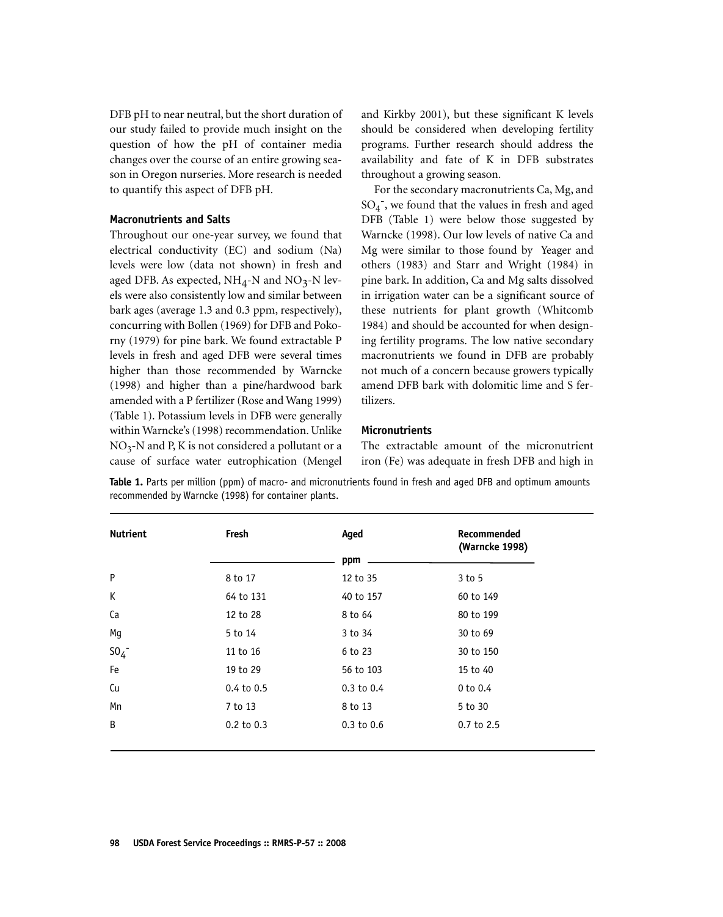DFB pH to near neutral, but the short duration of our study failed to provide much insight on the question of how the pH of container media changes over the course of an entire growing season in Oregon nurseries. More research is needed to quantify this aspect of DFB pH.

### Macronutrients and Salts

Throughout our one-year survey, we found that electrical conductivity (EC) and sodium (Na) levels were low (data not shown) in fresh and aged DFB. As expected, $NH_4$-N and $NO_3$-N levels were also consistently low and similar between bark ages (average 1.3 and 0.3 ppm, respectively), concurring with Bollen (1969) for DFB and Pokorny (1979) for pine bark. We found extractable P levels in fresh and aged DFB were several times higher than those recommended by Warncke (1998) and higher than a pine/hardwood bark amended with a P fertilizer (Rose and Wang 1999) (Table 1). Potassium levels in DFB were generally within Warncke's (1998) recommendation. Unlike $NO_3$-N and P, K is not considered a pollutant or a cause of surface water eutrophication (Mengel and Kirkby 2001), but these significant K levels should be considered when developing fertility programs. Further research should address the availability and fate of K in DFB substrates throughout a growing season.

For the secondary macronutrients Ca, Mg, and $SO_4^-$, we found that the values in fresh and aged DFB (Table 1) were below those suggested by Warncke (1998). Our low levels of native Ca and Mg were similar to those found by Yeager and others (1983) and Starr and Wright (1984) in pine bark. In addition, Ca and Mg salts dissolved in irrigation water can be a significant source of these nutrients for plant growth (Whitcomb 1984) and should be accounted for when designing fertility programs. The low native secondary macronutrients we found in DFB are probably not much of a concern because growers typically amend DFB bark with dolomitic lime and S fertilizers.

### Micronutrients

The extractable amount of the micronutrient iron (Fe) was adequate in fresh DFB and high in

**Table 1.** Parts per million (ppm) of macro- and micronutrients found in fresh and aged DFB and optimum amounts recommended by Warncke (1998) for container plants.

| Nutrient | Fresh | Aged | Recommended (Warncke 1998) |
|---|---|---|---|
| | ppm | | |
| P | 8 to 17 | 12 to 35 | 3 to 5 |
| K | 64 to 131 | 40 to 157 | 60 to 149 |
| Ca | 12 to 28 | 8 to 64 | 80 to 199 |
| Mg | 5 to 14 | 3 to 34 | 30 to 69 |
| $SO_4^-$ | 11 to 16 | 6 to 23 | 30 to 150 |
| Fe | 19 to 29 | 56 to 103 | 15 to 40 |
| Cu | 0.4 to 0.5 | 0.3 to 0.4 | 0 to 0.4 |
| Mn | 7 to 13 | 8 to 13 | 5 to 30 |
| B | 0.2 to 0.3 | 0.3 to 0.6 | 0.7 to 2.5 |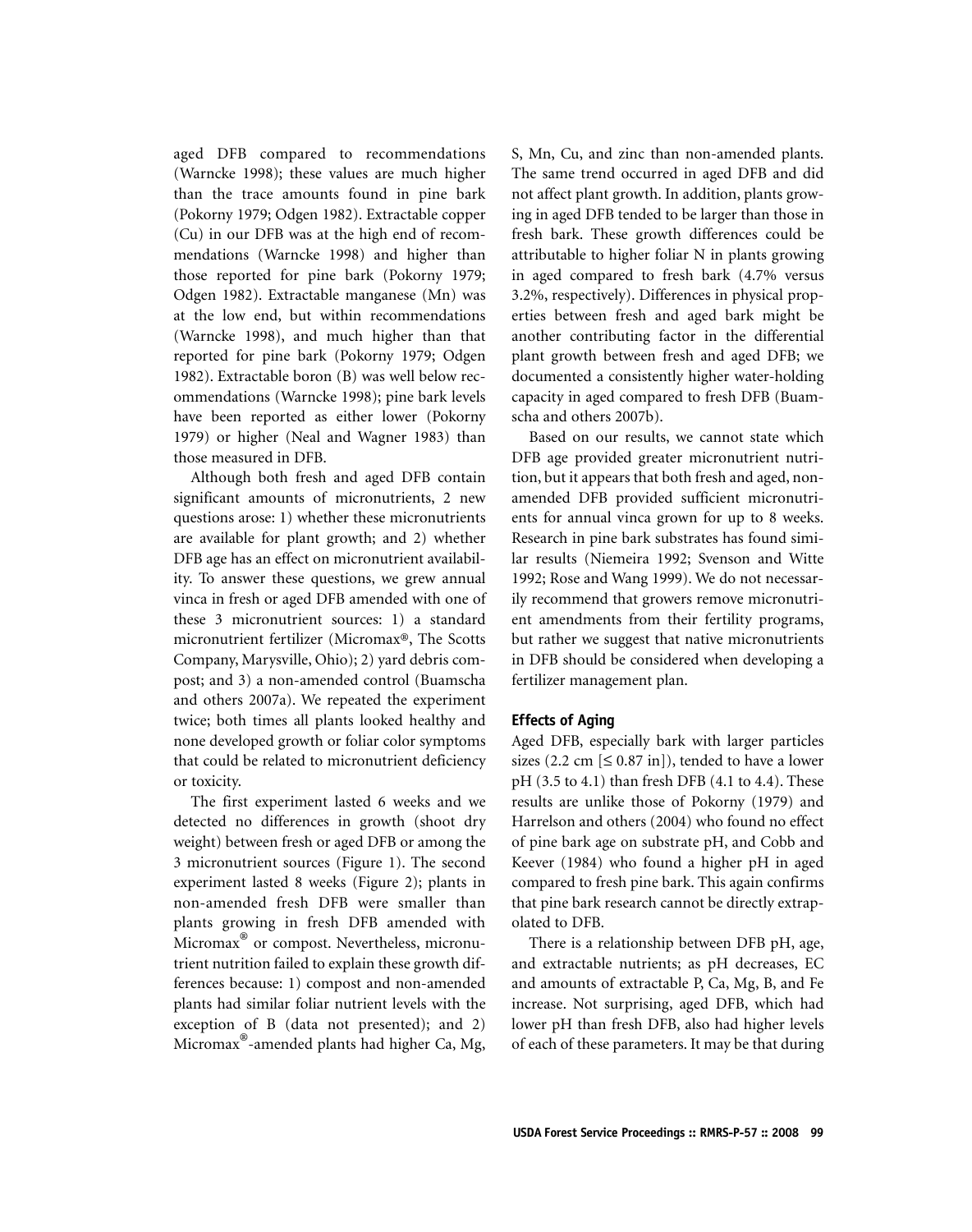aged DFB compared to recommendations (Warncke 1998); these values are much higher than the trace amounts found in pine bark (Pokorny 1979; Odgen 1982). Extractable copper (Cu) in our DFB was at the high end of recommendations (Warncke 1998) and higher than those reported for pine bark (Pokorny 1979; Odgen 1982). Extractable manganese (Mn) was at the low end, but within recommendations (Warncke 1998), and much higher than that reported for pine bark (Pokorny 1979; Odgen 1982). Extractable boron (B) was well below recommendations (Warncke 1998); pine bark levels have been reported as either lower (Pokorny 1979) or higher (Neal and Wagner 1983) than those measured in DFB.

Although both fresh and aged DFB contain significant amounts of micronutrients, 2 new questions arose: 1) whether these micronutrients are available for plant growth; and 2) whether DFB age has an effect on micronutrient availability. To answer these questions, we grew annual vinca in fresh or aged DFB amended with one of these 3 micronutrient sources: 1) a standard micronutrient fertilizer (Micromax®, The Scotts Company, Marysville, Ohio); 2) yard debris compost; and 3) a non-amended control (Buamscha and others 2007a). We repeated the experiment twice; both times all plants looked healthy and none developed growth or foliar color symptoms that could be related to micronutrient deficiency or toxicity.

The first experiment lasted 6 weeks and we detected no differences in growth (shoot dry weight) between fresh or aged DFB or among the 3 micronutrient sources (Figure 1). The second experiment lasted 8 weeks (Figure 2); plants in non-amended fresh DFB were smaller than plants growing in fresh DFB amended with Micromax® or compost. Nevertheless, micronutrient nutrition failed to explain these growth differences because: 1) compost and non-amended plants had similar foliar nutrient levels with the exception of B (data not presented); and 2) Micromax®-amended plants had higher Ca, Mg, S, Mn, Cu, and zinc than non-amended plants. The same trend occurred in aged DFB and did not affect plant growth. In addition, plants growing in aged DFB tended to be larger than those in fresh bark. These growth differences could be attributable to higher foliar N in plants growing in aged compared to fresh bark (4.7% versus 3.2%, respectively). Differences in physical properties between fresh and aged bark might be another contributing factor in the differential plant growth between fresh and aged DFB; we documented a consistently higher water-holding capacity in aged compared to fresh DFB (Buamscha and others 2007b).

Based on our results, we cannot state which DFB age provided greater micronutrient nutrition, but it appears that both fresh and aged, non-amended DFB provided sufficient micronutrients for annual vinca grown for up to 8 weeks. Research in pine bark substrates has found similar results (Niemeira 1992; Svenson and Witte 1992; Rose and Wang 1999). We do not necessarily recommend that growers remove micronutrient amendments from their fertility programs, but rather we suggest that native micronutrients in DFB should be considered when developing a fertilizer management plan.

### Effects of Aging

Aged DFB, especially bark with larger particles sizes (2.2 cm [≤ 0.87 in]), tended to have a lower pH (3.5 to 4.1) than fresh DFB (4.1 to 4.4). These results are unlike those of Pokorny (1979) and Harrelson and others (2004) who found no effect of pine bark age on substrate pH, and Cobb and Keever (1984) who found a higher pH in aged compared to fresh pine bark. This again confirms that pine bark research cannot be directly extrapolated to DFB.

There is a relationship between DFB pH, age, and extractable nutrients; as pH decreases, EC and amounts of extractable P, Ca, Mg, B, and Fe increase. Not surprising, aged DFB, which had lower pH than fresh DFB, also had higher levels of each of these parameters. It may be that during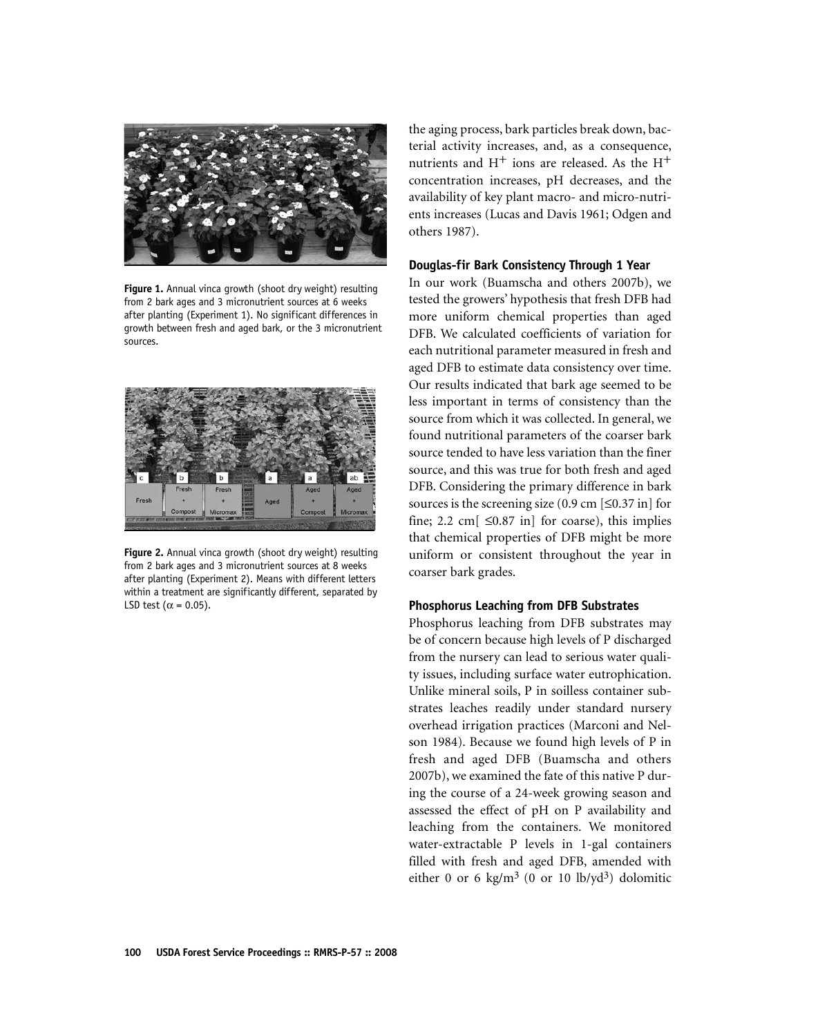**Figure 1.** Annual vinca growth (shoot dry weight) resulting from 2 bark ages and 3 micronutrient sources at 6 weeks after planting (Experiment 1). No significant differences in growth between fresh and aged bark, or the 3 micronutrient sources.

**Figure 2.** Annual vinca growth (shoot dry weight) resulting from 2 bark ages and 3 micronutrient sources at 8 weeks after planting (Experiment 2). Means with different letters within a treatment are significantly different, separated by LSD test ($\alpha = 0.05$).

the aging process, bark particles break down, bacterial activity increases, and, as a consequence, nutrients and $H^+$ ions are released. As the $H^+$ concentration increases, pH decreases, and the availability of key plant macro- and micro-nutrients increases (Lucas and Davis 1961; Odgen and others 1987).

### Douglas-fir Bark Consistency Through 1 Year

In our work (Buamscha and others 2007b), we tested the growers' hypothesis that fresh DFB had more uniform chemical properties than aged DFB. We calculated coefficients of variation for each nutritional parameter measured in fresh and aged DFB to estimate data consistency over time. Our results indicated that bark age seemed to be less important in terms of consistency than the source from which it was collected. In general, we found nutritional parameters of the coarser bark source tended to have less variation than the finer source, and this was true for both fresh and aged DFB. Considering the primary difference in bark sources is the screening size (0.9 cm [≤0.37 in] for fine; 2.2 cm[ ≤0.87 in] for coarse), this implies that chemical properties of DFB might be more uniform or consistent throughout the year in coarser bark grades.

### Phosphorus Leaching from DFB Substrates

Phosphorus leaching from DFB substrates may be of concern because high levels of P discharged from the nursery can lead to serious water quality issues, including surface water eutrophication. Unlike mineral soils, P in soilless container substrates leaches readily under standard nursery overhead irrigation practices (Marconi and Nelson 1984). Because we found high levels of P in fresh and aged DFB (Buamscha and others 2007b), we examined the fate of this native P during the course of a 24-week growing season and assessed the effect of pH on P availability and leaching from the containers. We monitored water-extractable P levels in 1-gal containers filled with fresh and aged DFB, amended with either 0 or 6 $kg/m^3$ (0 or 10 $lb/yd^3$) dolomitic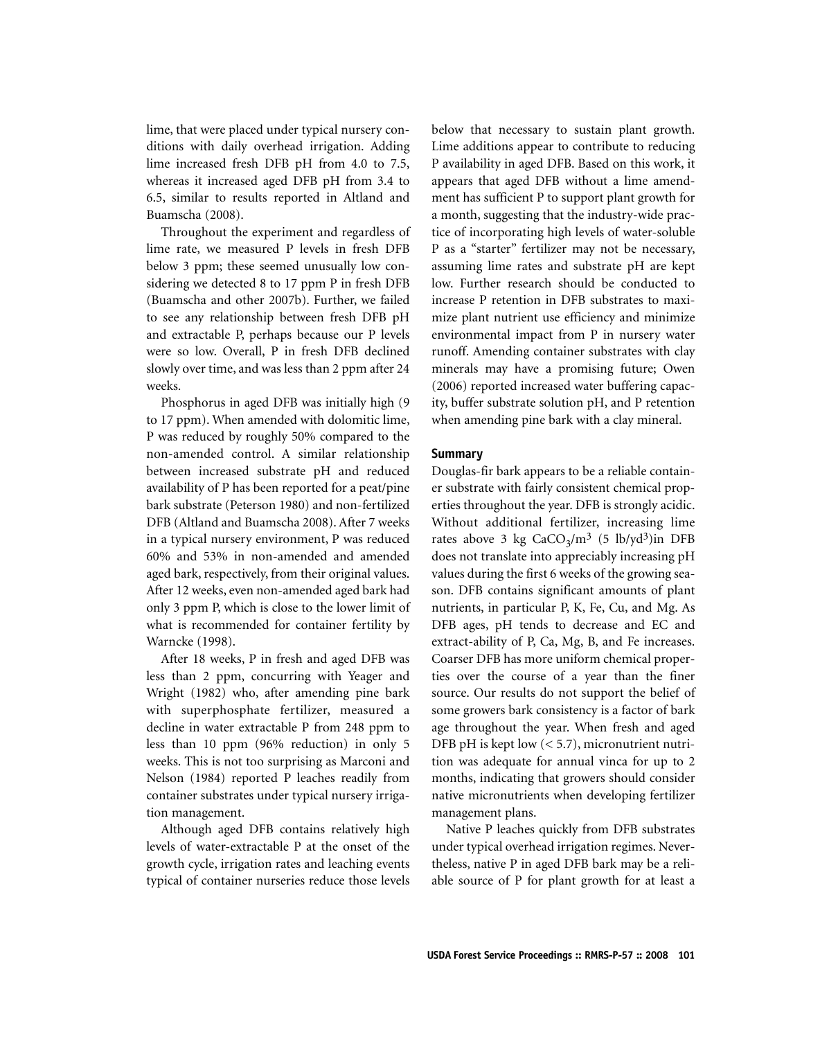lime, that were placed under typical nursery conditions with daily overhead irrigation. Adding lime increased fresh DFB pH from 4.0 to 7.5, whereas it increased aged DFB pH from 3.4 to 6.5, similar to results reported in Altland and Buamscha (2008).

Throughout the experiment and regardless of lime rate, we measured P levels in fresh DFB below 3 ppm; these seemed unusually low considering we detected 8 to 17 ppm P in fresh DFB (Buamscha and other 2007b). Further, we failed to see any relationship between fresh DFB pH and extractable P, perhaps because our P levels were so low. Overall, P in fresh DFB declined slowly over time, and was less than 2 ppm after 24 weeks.

Phosphorus in aged DFB was initially high (9 to 17 ppm). When amended with dolomitic lime, P was reduced by roughly 50% compared to the non-amended control. A similar relationship between increased substrate pH and reduced availability of P has been reported for a peat/pine bark substrate (Peterson 1980) and non-fertilized DFB (Altland and Buamscha 2008). After 7 weeks in a typical nursery environment, P was reduced 60% and 53% in non-amended and amended aged bark, respectively, from their original values. After 12 weeks, even non-amended aged bark had only 3 ppm P, which is close to the lower limit of what is recommended for container fertility by Warncke (1998).

After 18 weeks, P in fresh and aged DFB was less than 2 ppm, concurring with Yeager and Wright (1982) who, after amending pine bark with superphosphate fertilizer, measured a decline in water extractable P from 248 ppm to less than 10 ppm (96% reduction) in only 5 weeks. This is not too surprising as Marconi and Nelson (1984) reported P leaches readily from container substrates under typical nursery irrigation management.

Although aged DFB contains relatively high levels of water-extractable P at the onset of the growth cycle, irrigation rates and leaching events typical of container nurseries reduce those levels below that necessary to sustain plant growth. Lime additions appear to contribute to reducing P availability in aged DFB. Based on this work, it appears that aged DFB without a lime amendment has sufficient P to support plant growth for a month, suggesting that the industry-wide practice of incorporating high levels of water-soluble P as a "starter" fertilizer may not be necessary, assuming lime rates and substrate pH are kept low. Further research should be conducted to increase P retention in DFB substrates to maximize plant nutrient use efficiency and minimize environmental impact from P in nursery water runoff. Amending container substrates with clay minerals may have a promising future; Owen (2006) reported increased water buffering capacity, buffer substrate solution pH, and P retention when amending pine bark with a clay mineral.

## Summary

Douglas-fir bark appears to be a reliable container substrate with fairly consistent chemical properties throughout the year. DFB is strongly acidic. Without additional fertilizer, increasing lime rates above 3 kg $CaCO_3/m^3$ (5 lb/$yd^3$)in DFB does not translate into appreciably increasing pH values during the first 6 weeks of the growing season. DFB contains significant amounts of plant nutrients, in particular P, K, Fe, Cu, and Mg. As DFB ages, pH tends to decrease and EC and extract-ability of P, Ca, Mg, B, and Fe increases. Coarser DFB has more uniform chemical properties over the course of a year than the finer source. Our results do not support the belief of some growers bark consistency is a factor of bark age throughout the year. When fresh and aged DFB pH is kept low (< 5.7), micronutrient nutrition was adequate for annual vinca for up to 2 months, indicating that growers should consider native micronutrients when developing fertilizer management plans.

Native P leaches quickly from DFB substrates under typical overhead irrigation regimes. Nevertheless, native P in aged DFB bark may be a reliable source of P for plant growth for at least a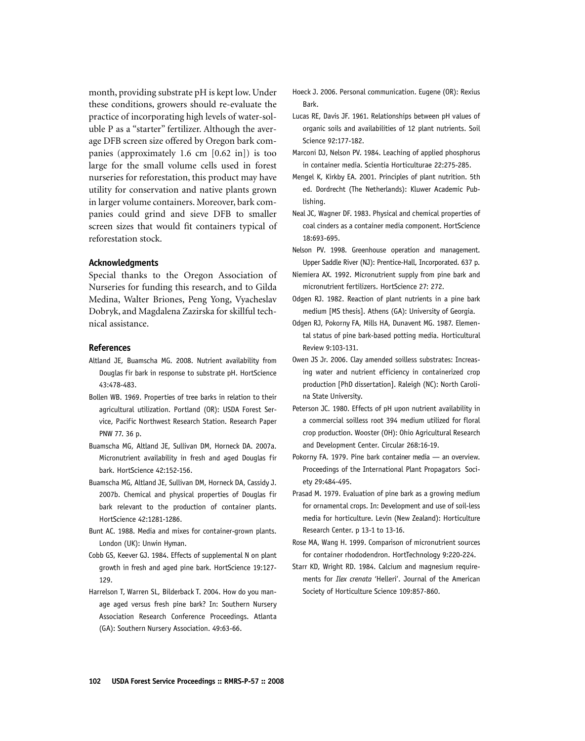month, providing substrate pH is kept low. Under these conditions, growers should re-evaluate the practice of incorporating high levels of water-soluble P as a "starter" fertilizer. Although the average DFB screen size offered by Oregon bark companies (approximately 1.6 cm [0.62 in]) is too large for the small volume cells used in forest nurseries for reforestation, this product may have utility for conservation and native plants grown in larger volume containers. Moreover, bark companies could grind and sieve DFB to smaller screen sizes that would fit containers typical of reforestation stock.

### Acknowledgments

Special thanks to the Oregon Association of Nurseries for funding this research, and to Gilda Medina, Walter Briones, Peng Yong, Vyacheslav Dobryk, and Magdalena Zazirska for skillful technical assistance.

### References

Altland JE, Buamscha MG. 2008. Nutrient availability from Douglas fir bark in response to substrate pH. HortScience 43:478-483.

Bollen WB. 1969. Properties of tree barks in relation to their agricultural utilization. Portland (OR): USDA Forest Service, Pacific Northwest Research Station. Research Paper PNW 77. 36 p.

Buamscha MG, Altland JE, Sullivan DM, Horneck DA. 2007a. Micronutrient availability in fresh and aged Douglas fir bark. HortScience 42:152-156.

Buamscha MG, Altland JE, Sullivan DM, Horneck DA, Cassidy J. 2007b. Chemical and physical properties of Douglas fir bark relevant to the production of container plants. HortScience 42:1281-1286.

Bunt AC. 1988. Media and mixes for container-grown plants. London (UK): Unwin Hyman.

Cobb GS, Keever GJ. 1984. Effects of supplemental N on plant growth in fresh and aged pine bark. HortScience 19:127-129.

Harrelson T, Warren SL, Bilderback T. 2004. How do you manage aged versus fresh pine bark? In: Southern Nursery Association Research Conference Proceedings. Atlanta (GA): Southern Nursery Association. 49:63-66.

Hoeck J. 2006. Personal communication. Eugene (OR): Rexius Bark.

Lucas RE, Davis JF. 1961. Relationships between pH values of organic soils and availabilities of 12 plant nutrients. Soil Science 92:177-182.

Marconi DJ, Nelson PV. 1984. Leaching of applied phosphorus in container media. Scientia Horticulturae 22:275-285.

Mengel K, Kirkby EA. 2001. Principles of plant nutrition. 5th ed. Dordrecht (The Netherlands): Kluwer Academic Publishing.

Neal JC, Wagner DF. 1983. Physical and chemical properties of coal cinders as a container media component. HortScience 18:693-695.

Nelson PV. 1998. Greenhouse operation and management. Upper Saddle River (NJ): Prentice-Hall, Incorporated. 637 p.

Niemiera AX. 1992. Micronutrient supply from pine bark and micronutrient fertilizers. HortScience 27: 272.

Odgen RJ. 1982. Reaction of plant nutrients in a pine bark medium [MS thesis]. Athens (GA): University of Georgia.

Odgen RJ, Pokorny FA, Mills HA, Dunavent MG. 1987. Elemental status of pine bark-based potting media. Horticultural Review 9:103-131.

Owen JS Jr. 2006. Clay amended soilless substrates: Increasing water and nutrient efficiency in containerized crop production [PhD dissertation]. Raleigh (NC): North Carolina State University.

Peterson JC. 1980. Effects of pH upon nutrient availability in a commercial soilless root 394 medium utilized for floral crop production. Wooster (OH): Ohio Agricultural Research and Development Center. Circular 268:16-19.

Pokorny FA. 1979. Pine bark container media — an overview. Proceedings of the International Plant Propagators Society 29:484-495.

Prasad M. 1979. Evaluation of pine bark as a growing medium for ornamental crops. In: Development and use of soil-less media for horticulture. Levin (New Zealand): Horticulture Research Center. p 13-1 to 13-16.

Rose MA, Wang H. 1999. Comparison of micronutrient sources for container rhododendron. HortTechnology 9:220-224.

Starr KD, Wright RD. 1984. Calcium and magnesium requirements for *Ilex crenata* 'Helleri'. Journal of the American Society of Horticulture Science 109:857-860.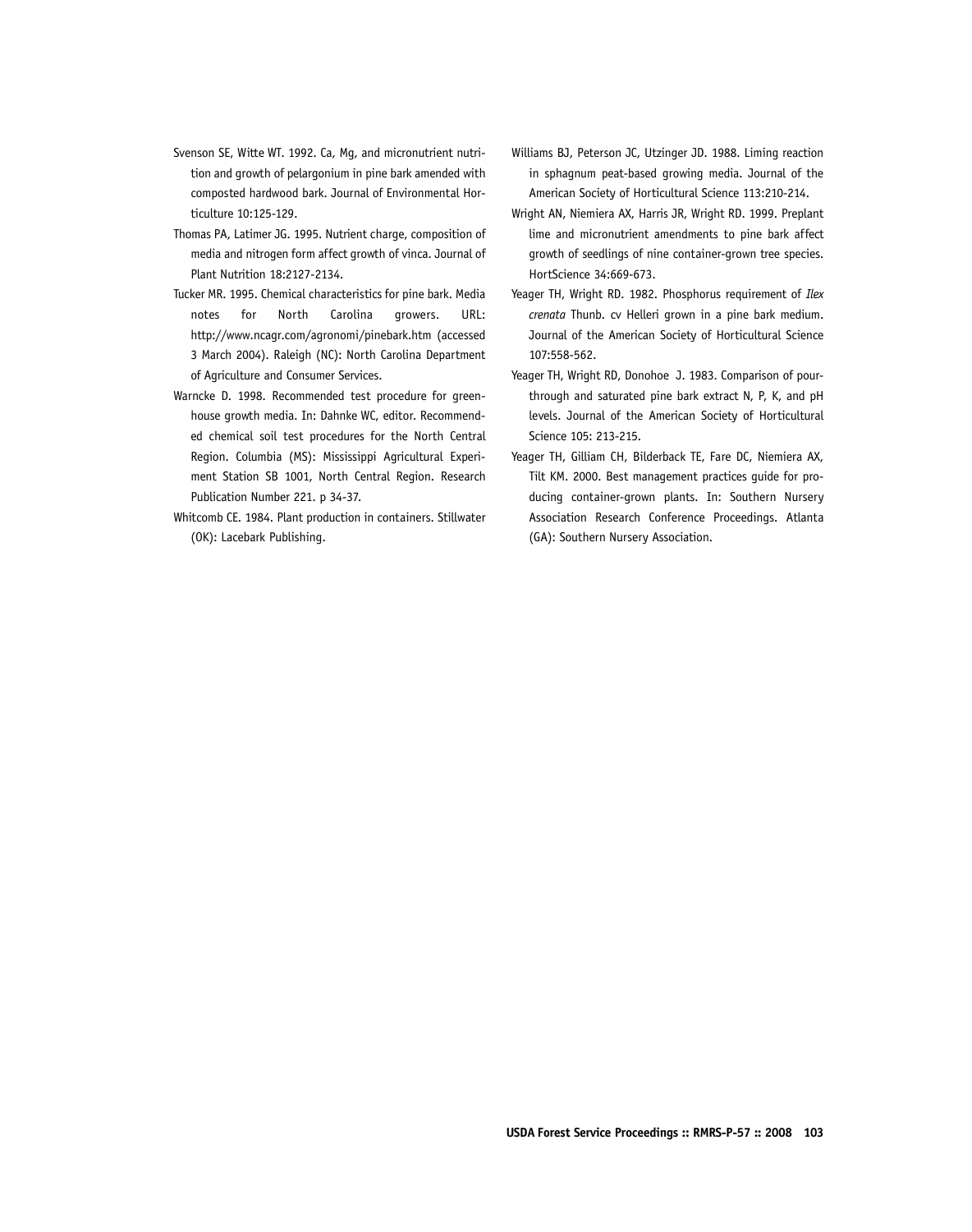Svenson SE, Witte WT. 1992. Ca, Mg, and micronutrient nutrition and growth of pelargonium in pine bark amended with composted hardwood bark. Journal of Environmental Horticulture 10:125-129.

Thomas PA, Latimer JG. 1995. Nutrient charge, composition of media and nitrogen form affect growth of vinca. Journal of Plant Nutrition 18:2127-2134.

Tucker MR. 1995. Chemical characteristics for pine bark. Media notes for North Carolina growers. URL: http://www.ncagr.com/agronomi/pinebark.htm (accessed 3 March 2004). Raleigh (NC): North Carolina Department of Agriculture and Consumer Services.

Warncke D. 1998. Recommended test procedure for greenhouse growth media. In: Dahnke WC, editor. Recommended chemical soil test procedures for the North Central Region. Columbia (MS): Mississippi Agricultural Experiment Station SB 1001, North Central Region. Research Publication Number 221. p 34-37.

Whitcomb CE. 1984. Plant production in containers. Stillwater (OK): Lacebark Publishing.

Williams BJ, Peterson JC, Utzinger JD. 1988. Liming reaction in sphagnum peat-based growing media. Journal of the American Society of Horticultural Science 113:210-214.

Wright AN, Niemiera AX, Harris JR, Wright RD. 1999. Preplant lime and micronutrient amendments to pine bark affect growth of seedlings of nine container-grown tree species. HortScience 34:669-673.

Yeager TH, Wright RD. 1982. Phosphorus requirement of *Ilex crenata* Thunb. cv Helleri grown in a pine bark medium. Journal of the American Society of Horticultural Science 107:558-562.

Yeager TH, Wright RD, Donohoe J. 1983. Comparison of pour-through and saturated pine bark extract N, P, K, and pH levels. Journal of the American Society of Horticultural Science 105: 213-215.

Yeager TH, Gilliam CH, Bilderback TE, Fare DC, Niemiera AX, Tilt KM. 2000. Best management practices guide for producing container-grown plants. In: Southern Nursery Association Research Conference Proceedings. Atlanta (GA): Southern Nursery Association.